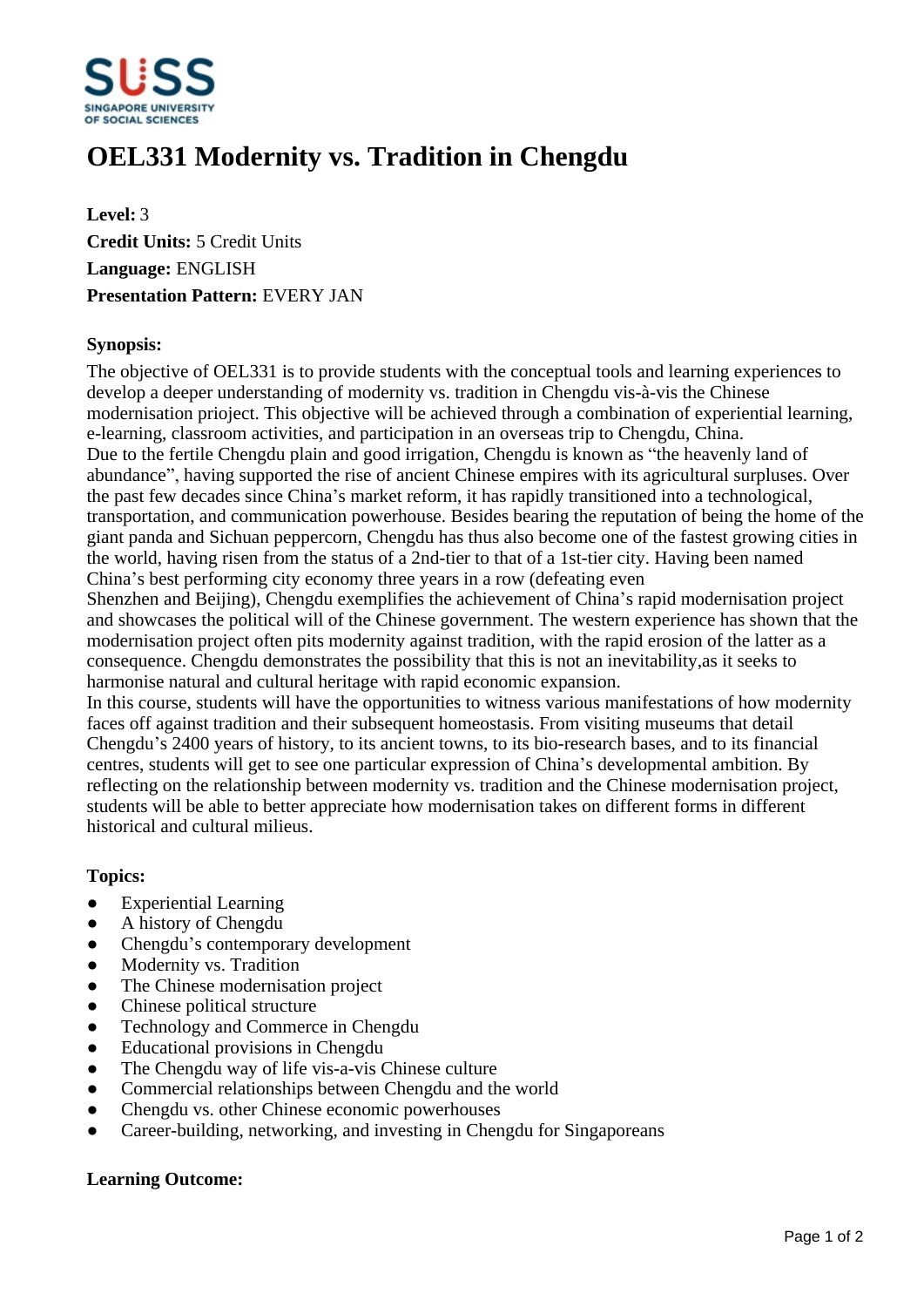# OEL331 Modernity vs. Tradition in Chengdu

**Level:** 3
**Credit Units:** 5 Credit Units
**Language:** ENGLISH
**Presentation Pattern:** EVERY JAN

**Synopsis:**

The objective of OEL331 is to provide students with the conceptual tools and learning experiences to develop a deeper understanding of modernity vs. tradition in Chengdu vis-à-vis the Chinese modernisation prioject. This objective will be achieved through a combination of experiential learning, e-learning, classroom activities, and participation in an overseas trip to Chengdu, China.
Due to the fertile Chengdu plain and good irrigation, Chengdu is known as "the heavenly land of abundance", having supported the rise of ancient Chinese empires with its agricultural surpluses. Over the past few decades since China's market reform, it has rapidly transitioned into a technological, transportation, and communication powerhouse. Besides bearing the reputation of being the home of the giant panda and Sichuan peppercorn, Chengdu has thus also become one of the fastest growing cities in the world, having risen from the status of a 2nd-tier to that of a 1st-tier city. Having been named China's best performing city economy three years in a row (defeating even
Shenzhen and Beijing), Chengdu exemplifies the achievement of China's rapid modernisation project and showcases the political will of the Chinese government. The western experience has shown that the modernisation project often pits modernity against tradition, with the rapid erosion of the latter as a consequence. Chengdu demonstrates the possibility that this is not an inevitability,as it seeks to harmonise natural and cultural heritage with rapid economic expansion.
In this course, students will have the opportunities to witness various manifestations of how modernity faces off against tradition and their subsequent homeostasis. From visiting museums that detail Chengdu's 2400 years of history, to its ancient towns, to its bio-research bases, and to its financial centres, students will get to see one particular expression of China's developmental ambition. By reflecting on the relationship between modernity vs. tradition and the Chinese modernisation project, students will be able to better appreciate how modernisation takes on different forms in different historical and cultural milieus.

**Topics:**

- Experiential Learning
- A history of Chengdu
- Chengdu's contemporary development
- Modernity vs. Tradition
- The Chinese modernisation project
- Chinese political structure
- Technology and Commerce in Chengdu
- Educational provisions in Chengdu
- The Chengdu way of life vis-a-vis Chinese culture
- Commercial relationships between Chengdu and the world
- Chengdu vs. other Chinese economic powerhouses
- Career-building, networking, and investing in Chengdu for Singaporeans

**Learning Outcome:**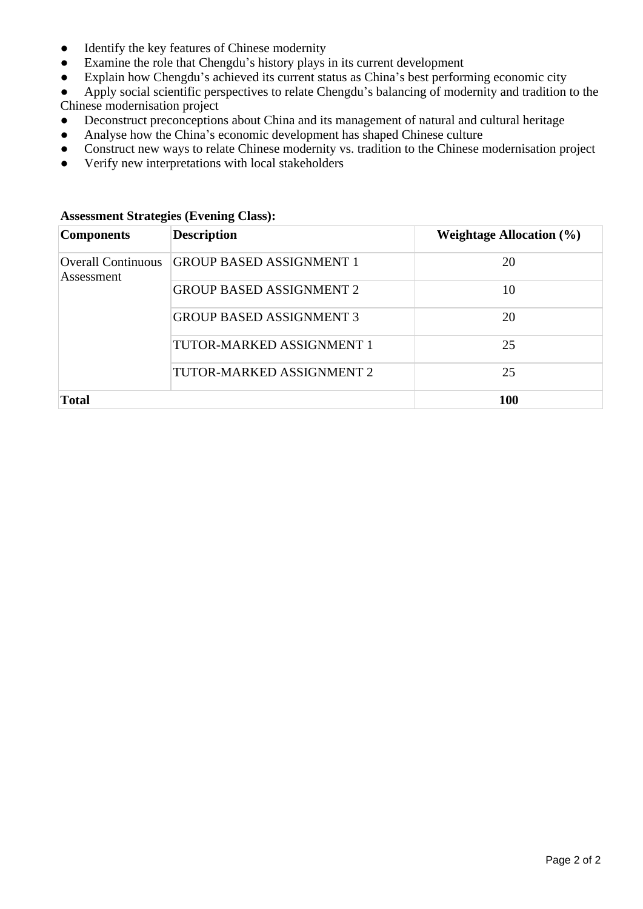- Identify the key features of Chinese modernity
- Examine the role that Chengdu's history plays in its current development
- Explain how Chengdu's achieved its current status as China's best performing economic city
- Apply social scientific perspectives to relate Chengdu's balancing of modernity and tradition to the Chinese modernisation project
- Deconstruct preconceptions about China and its management of natural and cultural heritage
- Analyse how the China's economic development has shaped Chinese culture
- Construct new ways to relate Chinese modernity vs. tradition to the Chinese modernisation project
- Verify new interpretations with local stakeholders

**Assessment Strategies (Evening Class):**

| Components | Description | Weightage Allocation (%) |
|---|---|---|
| Overall Continuous Assessment | GROUP BASED ASSIGNMENT 1 | 20 |
| | GROUP BASED ASSIGNMENT 2 | 10 |
| | GROUP BASED ASSIGNMENT 3 | 20 |
| | TUTOR-MARKED ASSIGNMENT 1 | 25 |
| | TUTOR-MARKED ASSIGNMENT 2 | 25 |
| **Total** | | **100** |